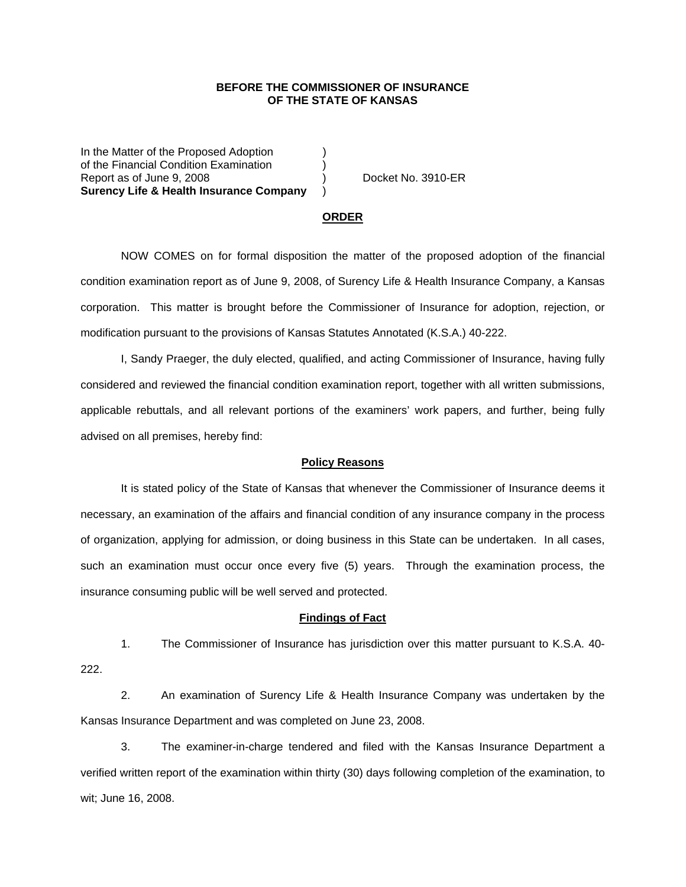**BEFORE THE COMMISSIONER OF INSURANCE**
**OF THE STATE OF KANSAS**

In the Matter of the Proposed Adoption )
of the Financial Condition Examination )
Report as of June 9, 2008 ) Docket No. 3910-ER
**Surency Life & Health Insurance Company** )

**ORDER**

NOW COMES on for formal disposition the matter of the proposed adoption of the financial condition examination report as of June 9, 2008, of Surency Life & Health Insurance Company, a Kansas corporation. This matter is brought before the Commissioner of Insurance for adoption, rejection, or modification pursuant to the provisions of Kansas Statutes Annotated (K.S.A.) 40-222.

I, Sandy Praeger, the duly elected, qualified, and acting Commissioner of Insurance, having fully considered and reviewed the financial condition examination report, together with all written submissions, applicable rebuttals, and all relevant portions of the examiners' work papers, and further, being fully advised on all premises, hereby find:

**Policy Reasons**

It is stated policy of the State of Kansas that whenever the Commissioner of Insurance deems it necessary, an examination of the affairs and financial condition of any insurance company in the process of organization, applying for admission, or doing business in this State can be undertaken. In all cases, such an examination must occur once every five (5) years. Through the examination process, the insurance consuming public will be well served and protected.

**Findings of Fact**

1. The Commissioner of Insurance has jurisdiction over this matter pursuant to K.S.A. 40-222.

2. An examination of Surency Life & Health Insurance Company was undertaken by the Kansas Insurance Department and was completed on June 23, 2008.

3. The examiner-in-charge tendered and filed with the Kansas Insurance Department a verified written report of the examination within thirty (30) days following completion of the examination, to wit; June 16, 2008.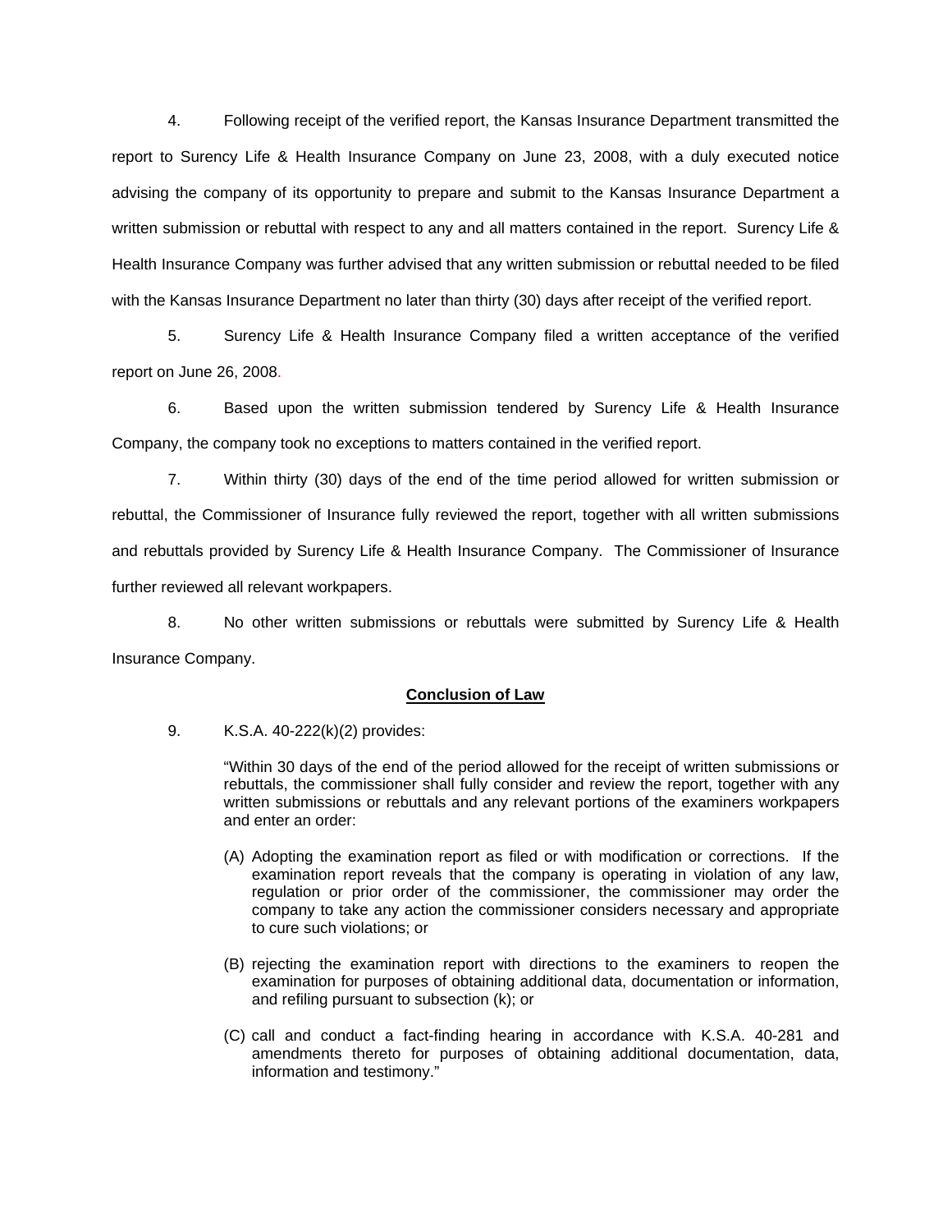4. Following receipt of the verified report, the Kansas Insurance Department transmitted the report to Surency Life & Health Insurance Company on June 23, 2008, with a duly executed notice advising the company of its opportunity to prepare and submit to the Kansas Insurance Department a written submission or rebuttal with respect to any and all matters contained in the report. Surency Life & Health Insurance Company was further advised that any written submission or rebuttal needed to be filed with the Kansas Insurance Department no later than thirty (30) days after receipt of the verified report.

5. Surency Life & Health Insurance Company filed a written acceptance of the verified report on June 26, 2008.

6. Based upon the written submission tendered by Surency Life & Health Insurance Company, the company took no exceptions to matters contained in the verified report.

7. Within thirty (30) days of the end of the time period allowed for written submission or rebuttal, the Commissioner of Insurance fully reviewed the report, together with all written submissions and rebuttals provided by Surency Life & Health Insurance Company. The Commissioner of Insurance further reviewed all relevant workpapers.

8. No other written submissions or rebuttals were submitted by Surency Life & Health Insurance Company.

## Conclusion of Law

9. K.S.A. 40-222(k)(2) provides:

> "Within 30 days of the end of the period allowed for the receipt of written submissions or rebuttals, the commissioner shall fully consider and review the report, together with any written submissions or rebuttals and any relevant portions of the examiners workpapers and enter an order:
>
> (A) Adopting the examination report as filed or with modification or corrections. If the examination report reveals that the company is operating in violation of any law, regulation or prior order of the commissioner, the commissioner may order the company to take any action the commissioner considers necessary and appropriate to cure such violations; or
>
> (B) rejecting the examination report with directions to the examiners to reopen the examination for purposes of obtaining additional data, documentation or information, and refiling pursuant to subsection (k); or
>
> (C) call and conduct a fact-finding hearing in accordance with K.S.A. 40-281 and amendments thereto for purposes of obtaining additional documentation, data, information and testimony."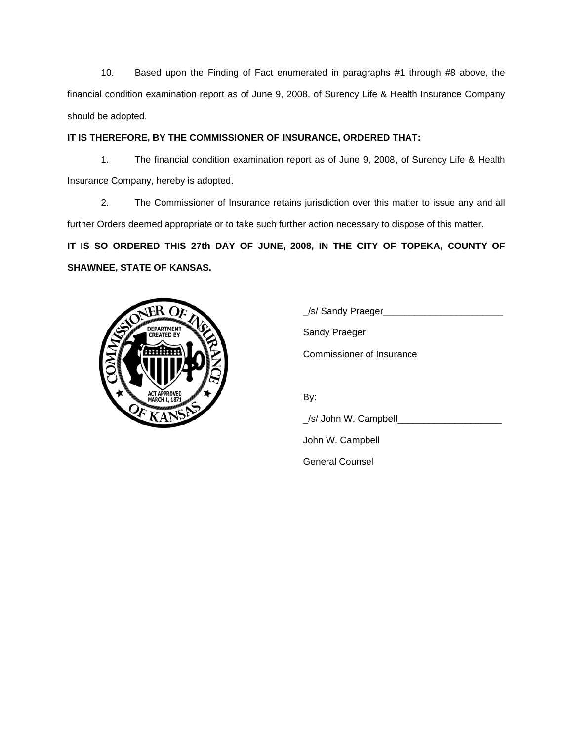10. Based upon the Finding of Fact enumerated in paragraphs #1 through #8 above, the financial condition examination report as of June 9, 2008, of Surency Life & Health Insurance Company should be adopted.

**IT IS THEREFORE, BY THE COMMISSIONER OF INSURANCE, ORDERED THAT:**

1. The financial condition examination report as of June 9, 2008, of Surency Life & Health Insurance Company, hereby is adopted.

2. The Commissioner of Insurance retains jurisdiction over this matter to issue any and all further Orders deemed appropriate or to take such further action necessary to dispose of this matter.

**IT IS SO ORDERED THIS 27th DAY OF JUNE, 2008, IN THE CITY OF TOPEKA, COUNTY OF SHAWNEE, STATE OF KANSAS.**

_/s/ Sandy Praeger_______________________

Sandy Praeger

Commissioner of Insurance

By:

_/s/ John W. Campbell____________________

John W. Campbell

General Counsel